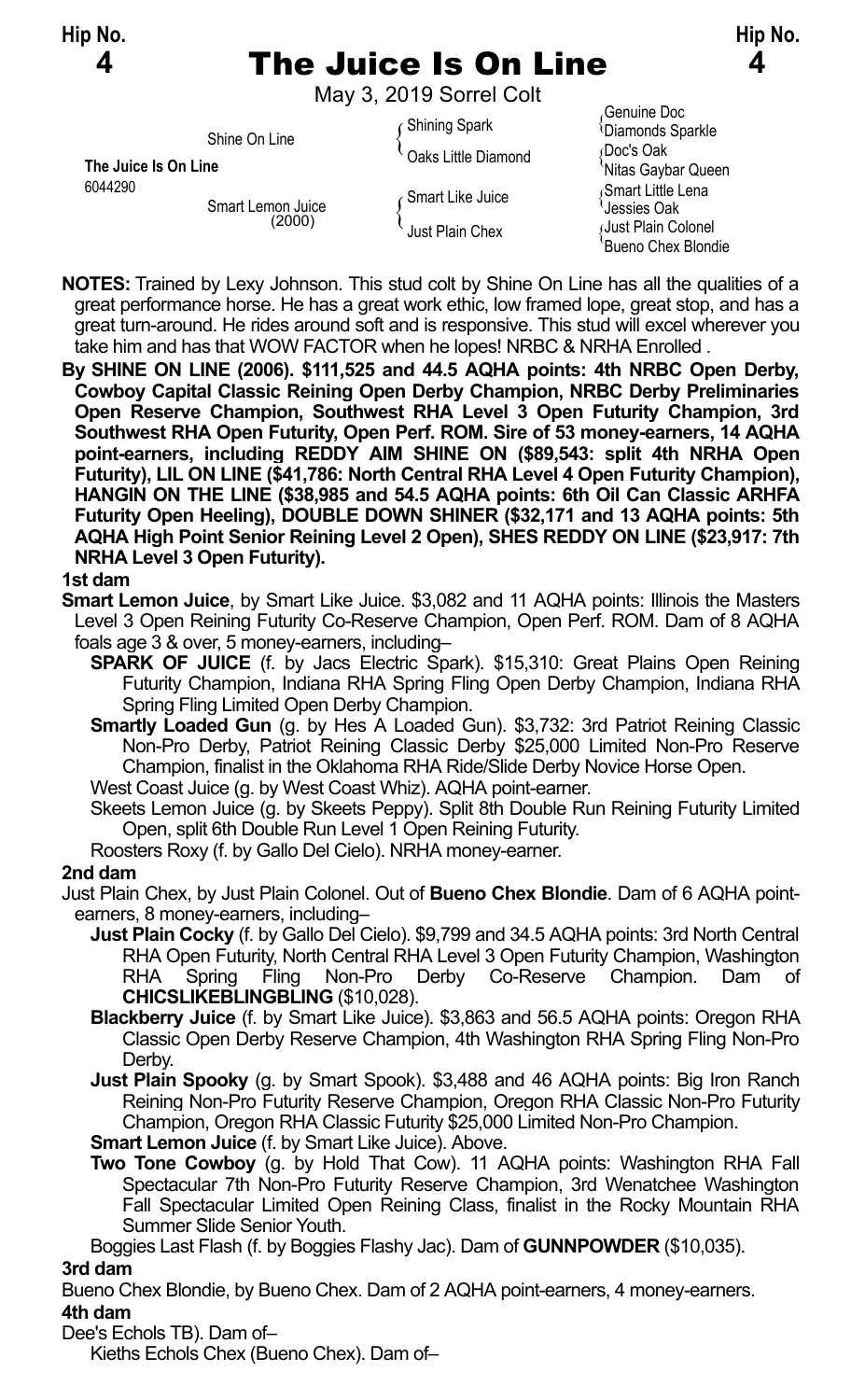Hip No. **4**

# The Juice Is On Line

Hip No. **4**

May 3, 2019 Sorrel Colt

| | | | |
|---|---|---|---|
| **The Juice Is On Line** 6044290 | Shine On Line | Shining Spark | Genuine Doc |
| | | | Diamonds Sparkle |
| | | Oaks Little Diamond | Doc's Oak |
| | | | Nitas Gaybar Queen |
| | Smart Lemon Juice (2000) | Smart Like Juice | Smart Little Lena |
| | | | Jessies Oak |
| | | Just Plain Chex | Just Plain Colonel |
| | | | Bueno Chex Blondie |

**NOTES:** Trained by Lexy Johnson. This stud colt by Shine On Line has all the qualities of a great performance horse. He has a great work ethic, low framed lope, great stop, and has a great turn-around. He rides around soft and is responsive. This stud will excel wherever you take him and has that WOW FACTOR when he lopes! NRBC & NRHA Enrolled .

**By SHINE ON LINE (2006). $111,525 and 44.5 AQHA points: 4th NRBC Open Derby, Cowboy Capital Classic Reining Open Derby Champion, NRBC Derby Preliminaries Open Reserve Champion, Southwest RHA Level 3 Open Futurity Champion, 3rd Southwest RHA Open Futurity, Open Perf. ROM. Sire of 53 money-earners, 14 AQHA point-earners, including REDDY AIM SHINE ON ($89,543: split 4th NRHA Open Futurity), LIL ON LINE ($41,786: North Central RHA Level 4 Open Futurity Champion), HANGIN ON THE LINE ($38,985 and 54.5 AQHA points: 6th Oil Can Classic ARHFA Futurity Open Heeling), DOUBLE DOWN SHINER ($32,171 and 13 AQHA points: 5th AQHA High Point Senior Reining Level 2 Open), SHES REDDY ON LINE ($23,917: 7th NRHA Level 3 Open Futurity).**

### 1st dam

**Smart Lemon Juice**, by Smart Like Juice. $3,082 and 11 AQHA points: Illinois the Masters Level 3 Open Reining Futurity Co-Reserve Champion, Open Perf. ROM. Dam of 8 AQHA foals age 3 & over, 5 money-earners, including–

- **SPARK OF JUICE** (f. by Jacs Electric Spark). $15,310: Great Plains Open Reining Futurity Champion, Indiana RHA Spring Fling Open Derby Champion, Indiana RHA Spring Fling Limited Open Derby Champion.
- **Smartly Loaded Gun** (g. by Hes A Loaded Gun). $3,732: 3rd Patriot Reining Classic Non-Pro Derby, Patriot Reining Classic Derby $25,000 Limited Non-Pro Reserve Champion, finalist in the Oklahoma RHA Ride/Slide Derby Novice Horse Open.
- West Coast Juice (g. by West Coast Whiz). AQHA point-earner.
- Skeets Lemon Juice (g. by Skeets Peppy). Split 8th Double Run Reining Futurity Limited Open, split 6th Double Run Level 1 Open Reining Futurity.
- Roosters Roxy (f. by Gallo Del Cielo). NRHA money-earner.

### 2nd dam

Just Plain Chex, by Just Plain Colonel. Out of **Bueno Chex Blondie**. Dam of 6 AQHA point-earners, 8 money-earners, including–

- **Just Plain Cocky** (f. by Gallo Del Cielo). $9,799 and 34.5 AQHA points: 3rd North Central RHA Open Futurity, North Central RHA Level 3 Open Futurity Champion, Washington RHA Spring Fling Non-Pro Derby Co-Reserve Champion. Dam of **CHICSLIKEBLINGBLING** ($10,028).
- **Blackberry Juice** (f. by Smart Like Juice). $3,863 and 56.5 AQHA points: Oregon RHA Classic Open Derby Reserve Champion, 4th Washington RHA Spring Fling Non-Pro Derby.
- **Just Plain Spooky** (g. by Smart Spook). $3,488 and 46 AQHA points: Big Iron Ranch Reining Non-Pro Futurity Reserve Champion, Oregon RHA Classic Non-Pro Futurity Champion, Oregon RHA Classic Futurity $25,000 Limited Non-Pro Champion.
- **Smart Lemon Juice** (f. by Smart Like Juice). Above.
- **Two Tone Cowboy** (g. by Hold That Cow). 11 AQHA points: Washington RHA Fall Spectacular 7th Non-Pro Futurity Reserve Champion, 3rd Wenatchee Washington Fall Spectacular Limited Open Reining Class, finalist in the Rocky Mountain RHA Summer Slide Senior Youth.
- Boggies Last Flash (f. by Boggies Flashy Jac). Dam of **GUNNPOWDER** ($10,035).

### 3rd dam

Bueno Chex Blondie, by Bueno Chex. Dam of 2 AQHA point-earners, 4 money-earners.

### 4th dam

Dee's Echols TB). Dam of–

Kieths Echols Chex (Bueno Chex). Dam of–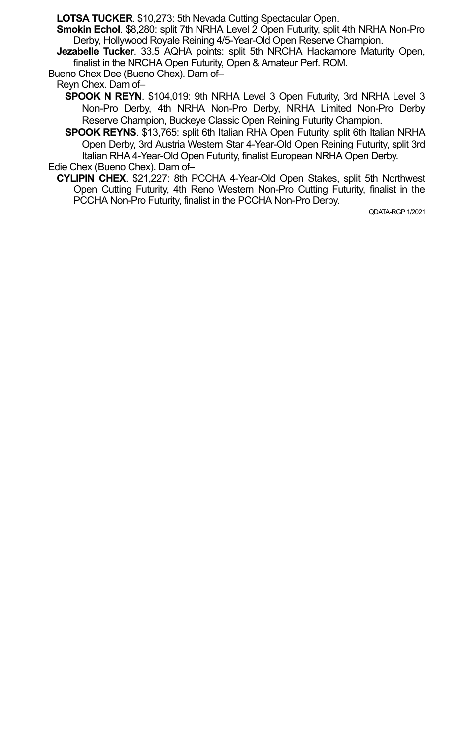**LOTSA TUCKER**. $10,273: 5th Nevada Cutting Spectacular Open.

**Smokin Echol**. $8,280: split 7th NRHA Level 2 Open Futurity, split 4th NRHA Non-Pro Derby, Hollywood Royale Reining 4/5-Year-Old Open Reserve Champion.

**Jezabelle Tucker**. 33.5 AQHA points: split 5th NRCHA Hackamore Maturity Open, finalist in the NRCHA Open Futurity, Open & Amateur Perf. ROM.

Bueno Chex Dee (Bueno Chex). Dam of–

Reyn Chex. Dam of–

**SPOOK N REYN**. $104,019: 9th NRHA Level 3 Open Futurity, 3rd NRHA Level 3 Non-Pro Derby, 4th NRHA Non-Pro Derby, NRHA Limited Non-Pro Derby Reserve Champion, Buckeye Classic Open Reining Futurity Champion.

**SPOOK REYNS**. $13,765: split 6th Italian RHA Open Futurity, split 6th Italian NRHA Open Derby, 3rd Austria Western Star 4-Year-Old Open Reining Futurity, split 3rd Italian RHA 4-Year-Old Open Futurity, finalist European NRHA Open Derby.

Edie Chex (Bueno Chex). Dam of–

**CYLIPIN CHEX**. $21,227: 8th PCCHA 4-Year-Old Open Stakes, split 5th Northwest Open Cutting Futurity, 4th Reno Western Non-Pro Cutting Futurity, finalist in the PCCHA Non-Pro Futurity, finalist in the PCCHA Non-Pro Derby.

QDATA-RGP 1/2021